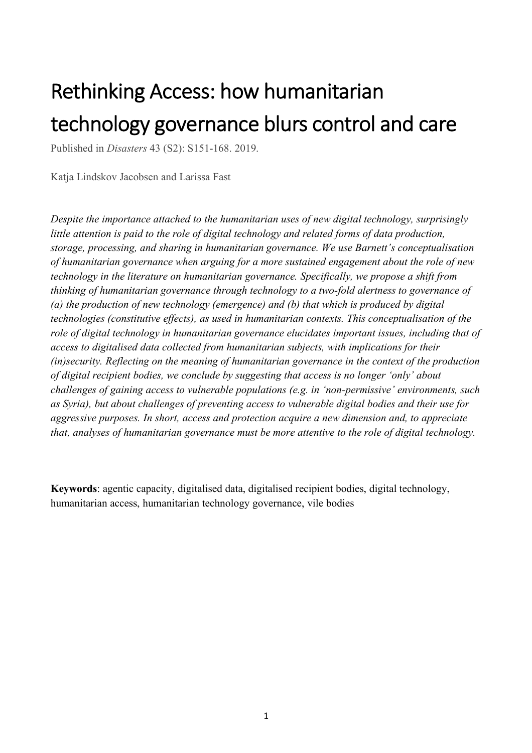# Rethinking Access: how humanitarian technology governance blurs control and care

Published in *Disasters* 43 (S2): S151-168. 2019.

Katja Lindskov Jacobsen and Larissa Fast

*Despite the importance attached to the humanitarian uses of new digital technology, surprisingly little attention is paid to the role of digital technology and related forms of data production, storage, processing, and sharing in humanitarian governance. We use Barnett's conceptualisation of humanitarian governance when arguing for a more sustained engagement about the role of new technology in the literature on humanitarian governance. Specifically, we propose a shift from thinking of humanitarian governance through technology to a two-fold alertness to governance of (a) the production of new technology (emergence) and (b) that which is produced by digital technologies (constitutive effects), as used in humanitarian contexts. This conceptualisation of the role of digital technology in humanitarian governance elucidates important issues, including that of access to digitalised data collected from humanitarian subjects, with implications for their (in)security. Reflecting on the meaning of humanitarian governance in the context of the production of digital recipient bodies, we conclude by suggesting that access is no longer 'only' about challenges of gaining access to vulnerable populations (e.g. in 'non-permissive' environments, such as Syria), but about challenges of preventing access to vulnerable digital bodies and their use for aggressive purposes. In short, access and protection acquire a new dimension and, to appreciate that, analyses of humanitarian governance must be more attentive to the role of digital technology.*

**Keywords**: agentic capacity, digitalised data, digitalised recipient bodies, digital technology, humanitarian access, humanitarian technology governance, vile bodies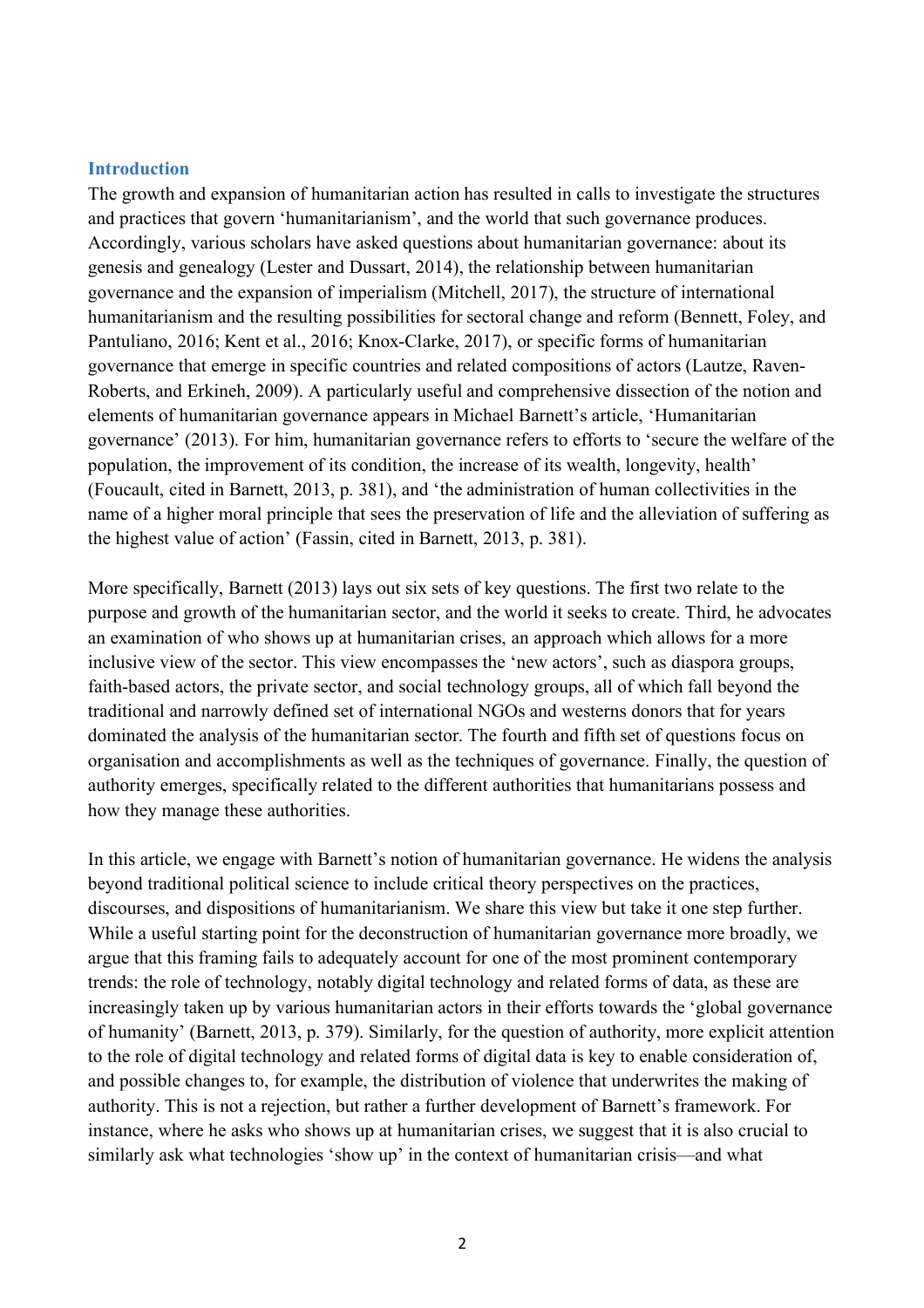## Introduction

The growth and expansion of humanitarian action has resulted in calls to investigate the structures and practices that govern 'humanitarianism', and the world that such governance produces. Accordingly, various scholars have asked questions about humanitarian governance: about its genesis and genealogy (Lester and Dussart, 2014), the relationship between humanitarian governance and the expansion of imperialism (Mitchell, 2017), the structure of international humanitarianism and the resulting possibilities for sectoral change and reform (Bennett, Foley, and Pantuliano, 2016; Kent et al., 2016; Knox-Clarke, 2017), or specific forms of humanitarian governance that emerge in specific countries and related compositions of actors (Lautze, Raven-Roberts, and Erkineh, 2009). A particularly useful and comprehensive dissection of the notion and elements of humanitarian governance appears in Michael Barnett's article, 'Humanitarian governance' (2013). For him, humanitarian governance refers to efforts to 'secure the welfare of the population, the improvement of its condition, the increase of its wealth, longevity, health' (Foucault, cited in Barnett, 2013, p. 381), and 'the administration of human collectivities in the name of a higher moral principle that sees the preservation of life and the alleviation of suffering as the highest value of action' (Fassin, cited in Barnett, 2013, p. 381).

More specifically, Barnett (2013) lays out six sets of key questions. The first two relate to the purpose and growth of the humanitarian sector, and the world it seeks to create. Third, he advocates an examination of who shows up at humanitarian crises, an approach which allows for a more inclusive view of the sector. This view encompasses the 'new actors', such as diaspora groups, faith-based actors, the private sector, and social technology groups, all of which fall beyond the traditional and narrowly defined set of international NGOs and westerns donors that for years dominated the analysis of the humanitarian sector. The fourth and fifth set of questions focus on organisation and accomplishments as well as the techniques of governance. Finally, the question of authority emerges, specifically related to the different authorities that humanitarians possess and how they manage these authorities.

In this article, we engage with Barnett's notion of humanitarian governance. He widens the analysis beyond traditional political science to include critical theory perspectives on the practices, discourses, and dispositions of humanitarianism. We share this view but take it one step further. While a useful starting point for the deconstruction of humanitarian governance more broadly, we argue that this framing fails to adequately account for one of the most prominent contemporary trends: the role of technology, notably digital technology and related forms of data, as these are increasingly taken up by various humanitarian actors in their efforts towards the 'global governance of humanity' (Barnett, 2013, p. 379). Similarly, for the question of authority, more explicit attention to the role of digital technology and related forms of digital data is key to enable consideration of, and possible changes to, for example, the distribution of violence that underwrites the making of authority. This is not a rejection, but rather a further development of Barnett's framework. For instance, where he asks who shows up at humanitarian crises, we suggest that it is also crucial to similarly ask what technologies 'show up' in the context of humanitarian crisis—and what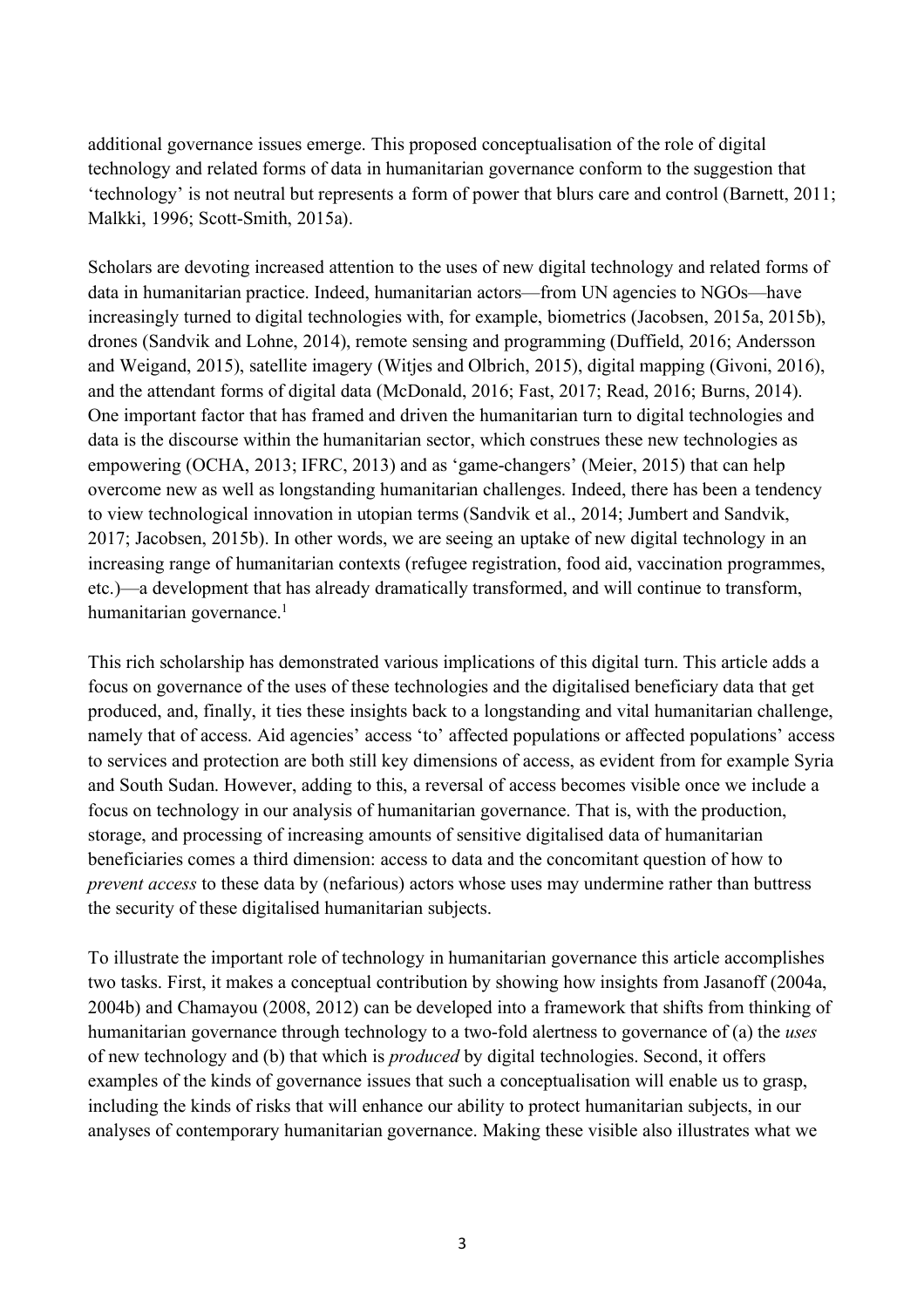additional governance issues emerge. This proposed conceptualisation of the role of digital technology and related forms of data in humanitarian governance conform to the suggestion that 'technology' is not neutral but represents a form of power that blurs care and control (Barnett, 2011; Malkki, 1996; Scott-Smith, 2015a).

Scholars are devoting increased attention to the uses of new digital technology and related forms of data in humanitarian practice. Indeed, humanitarian actors—from UN agencies to NGOs—have increasingly turned to digital technologies with, for example, biometrics (Jacobsen, 2015a, 2015b), drones (Sandvik and Lohne, 2014), remote sensing and programming (Duffield, 2016; Andersson and Weigand, 2015), satellite imagery (Witjes and Olbrich, 2015), digital mapping (Givoni, 2016), and the attendant forms of digital data (McDonald, 2016; Fast, 2017; Read, 2016; Burns, 2014). One important factor that has framed and driven the humanitarian turn to digital technologies and data is the discourse within the humanitarian sector, which construes these new technologies as empowering (OCHA, 2013; IFRC, 2013) and as 'game-changers' (Meier, 2015) that can help overcome new as well as longstanding humanitarian challenges. Indeed, there has been a tendency to view technological innovation in utopian terms (Sandvik et al., 2014; Jumbert and Sandvik, 2017; Jacobsen, 2015b). In other words, we are seeing an uptake of new digital technology in an increasing range of humanitarian contexts (refugee registration, food aid, vaccination programmes, etc.)—a development that has already dramatically transformed, and will continue to transform, humanitarian governance.[1]

This rich scholarship has demonstrated various implications of this digital turn. This article adds a focus on governance of the uses of these technologies and the digitalised beneficiary data that get produced, and, finally, it ties these insights back to a longstanding and vital humanitarian challenge, namely that of access. Aid agencies' access 'to' affected populations or affected populations' access to services and protection are both still key dimensions of access, as evident from for example Syria and South Sudan. However, adding to this, a reversal of access becomes visible once we include a focus on technology in our analysis of humanitarian governance. That is, with the production, storage, and processing of increasing amounts of sensitive digitalised data of humanitarian beneficiaries comes a third dimension: access to data and the concomitant question of how to *prevent access* to these data by (nefarious) actors whose uses may undermine rather than buttress the security of these digitalised humanitarian subjects.

To illustrate the important role of technology in humanitarian governance this article accomplishes two tasks. First, it makes a conceptual contribution by showing how insights from Jasanoff (2004a, 2004b) and Chamayou (2008, 2012) can be developed into a framework that shifts from thinking of humanitarian governance through technology to a two-fold alertness to governance of (a) the *uses* of new technology and (b) that which is *produced* by digital technologies. Second, it offers examples of the kinds of governance issues that such a conceptualisation will enable us to grasp, including the kinds of risks that will enhance our ability to protect humanitarian subjects, in our analyses of contemporary humanitarian governance. Making these visible also illustrates what we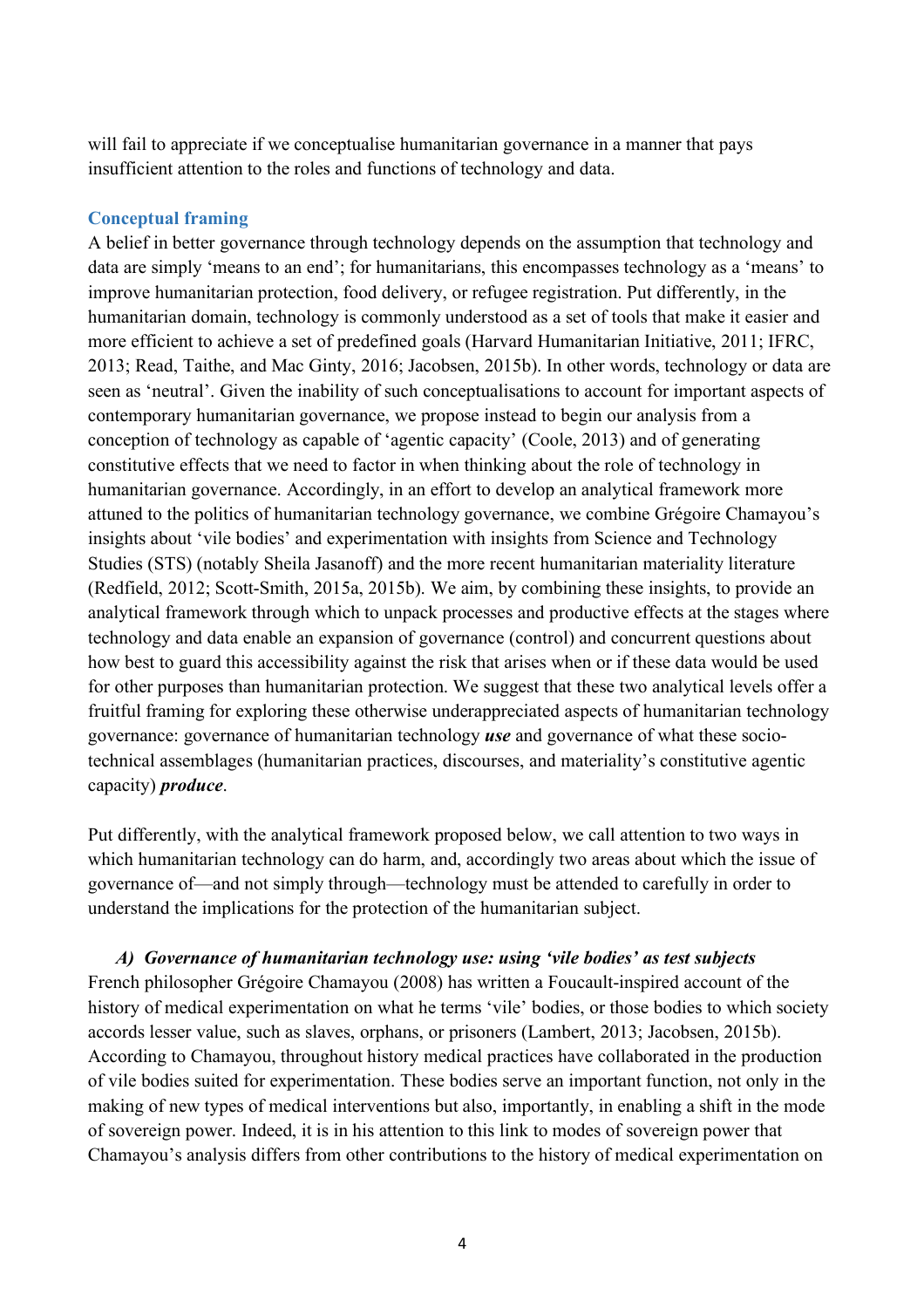will fail to appreciate if we conceptualise humanitarian governance in a manner that pays insufficient attention to the roles and functions of technology and data.

## Conceptual framing

A belief in better governance through technology depends on the assumption that technology and data are simply 'means to an end'; for humanitarians, this encompasses technology as a 'means' to improve humanitarian protection, food delivery, or refugee registration. Put differently, in the humanitarian domain, technology is commonly understood as a set of tools that make it easier and more efficient to achieve a set of predefined goals (Harvard Humanitarian Initiative, 2011; IFRC, 2013; Read, Taithe, and Mac Ginty, 2016; Jacobsen, 2015b). In other words, technology or data are seen as 'neutral'. Given the inability of such conceptualisations to account for important aspects of contemporary humanitarian governance, we propose instead to begin our analysis from a conception of technology as capable of 'agentic capacity' (Coole, 2013) and of generating constitutive effects that we need to factor in when thinking about the role of technology in humanitarian governance. Accordingly, in an effort to develop an analytical framework more attuned to the politics of humanitarian technology governance, we combine Grégoire Chamayou's insights about 'vile bodies' and experimentation with insights from Science and Technology Studies (STS) (notably Sheila Jasanoff) and the more recent humanitarian materiality literature (Redfield, 2012; Scott-Smith, 2015a, 2015b). We aim, by combining these insights, to provide an analytical framework through which to unpack processes and productive effects at the stages where technology and data enable an expansion of governance (control) and concurrent questions about how best to guard this accessibility against the risk that arises when or if these data would be used for other purposes than humanitarian protection. We suggest that these two analytical levels offer a fruitful framing for exploring these otherwise underappreciated aspects of humanitarian technology governance: governance of humanitarian technology ***use*** and governance of what these socio-technical assemblages (humanitarian practices, discourses, and materiality's constitutive agentic capacity) ***produce***.

Put differently, with the analytical framework proposed below, we call attention to two ways in which humanitarian technology can do harm, and, accordingly two areas about which the issue of governance of—and not simply through—technology must be attended to carefully in order to understand the implications for the protection of the humanitarian subject.

### *A) Governance of humanitarian technology use: using 'vile bodies' as test subjects*

French philosopher Grégoire Chamayou (2008) has written a Foucault-inspired account of the history of medical experimentation on what he terms 'vile' bodies, or those bodies to which society accords lesser value, such as slaves, orphans, or prisoners (Lambert, 2013; Jacobsen, 2015b). According to Chamayou, throughout history medical practices have collaborated in the production of vile bodies suited for experimentation. These bodies serve an important function, not only in the making of new types of medical interventions but also, importantly, in enabling a shift in the mode of sovereign power. Indeed, it is in his attention to this link to modes of sovereign power that Chamayou's analysis differs from other contributions to the history of medical experimentation on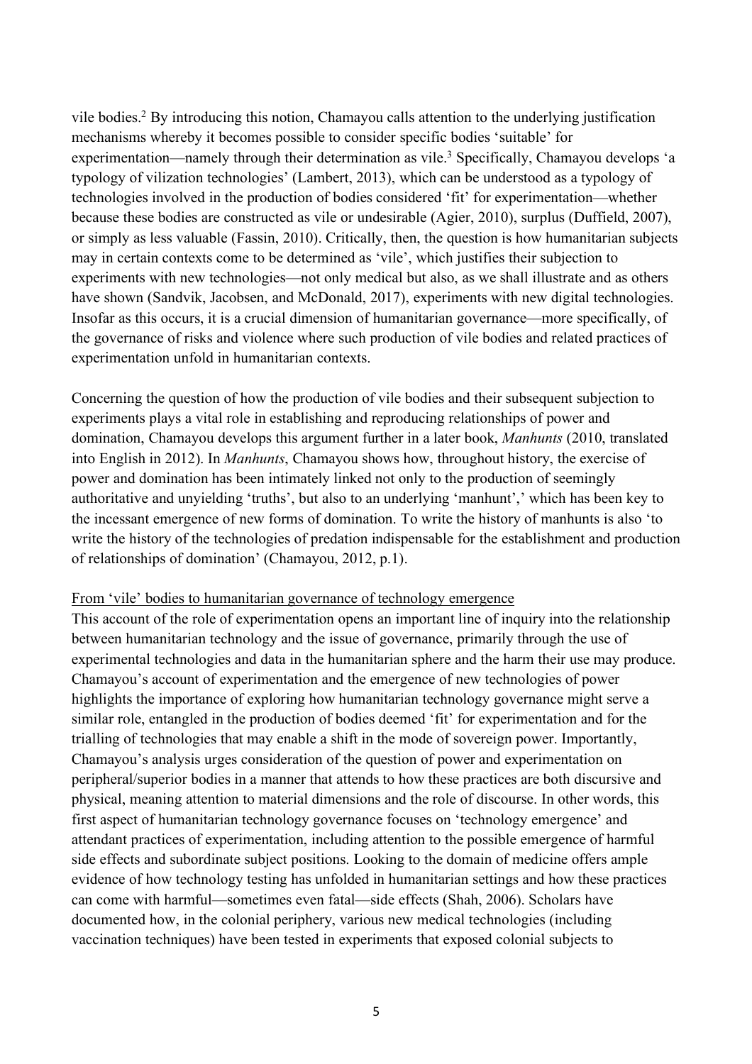vile bodies.[2] By introducing this notion, Chamayou calls attention to the underlying justification mechanisms whereby it becomes possible to consider specific bodies 'suitable' for experimentation—namely through their determination as vile.[3] Specifically, Chamayou develops 'a typology of vilization technologies' (Lambert, 2013), which can be understood as a typology of technologies involved in the production of bodies considered 'fit' for experimentation—whether because these bodies are constructed as vile or undesirable (Agier, 2010), surplus (Duffield, 2007), or simply as less valuable (Fassin, 2010). Critically, then, the question is how humanitarian subjects may in certain contexts come to be determined as 'vile', which justifies their subjection to experiments with new technologies—not only medical but also, as we shall illustrate and as others have shown (Sandvik, Jacobsen, and McDonald, 2017), experiments with new digital technologies. Insofar as this occurs, it is a crucial dimension of humanitarian governance—more specifically, of the governance of risks and violence where such production of vile bodies and related practices of experimentation unfold in humanitarian contexts.

Concerning the question of how the production of vile bodies and their subsequent subjection to experiments plays a vital role in establishing and reproducing relationships of power and domination, Chamayou develops this argument further in a later book, *Manhunts* (2010, translated into English in 2012). In *Manhunts*, Chamayou shows how, throughout history, the exercise of power and domination has been intimately linked not only to the production of seemingly authoritative and unyielding 'truths', but also to an underlying 'manhunt',' which has been key to the incessant emergence of new forms of domination. To write the history of manhunts is also 'to write the history of the technologies of predation indispensable for the establishment and production of relationships of domination' (Chamayou, 2012, p.1).

<u>From 'vile' bodies to humanitarian governance of technology emergence</u>

This account of the role of experimentation opens an important line of inquiry into the relationship between humanitarian technology and the issue of governance, primarily through the use of experimental technologies and data in the humanitarian sphere and the harm their use may produce. Chamayou's account of experimentation and the emergence of new technologies of power highlights the importance of exploring how humanitarian technology governance might serve a similar role, entangled in the production of bodies deemed 'fit' for experimentation and for the trialling of technologies that may enable a shift in the mode of sovereign power. Importantly, Chamayou's analysis urges consideration of the question of power and experimentation on peripheral/superior bodies in a manner that attends to how these practices are both discursive and physical, meaning attention to material dimensions and the role of discourse. In other words, this first aspect of humanitarian technology governance focuses on 'technology emergence' and attendant practices of experimentation, including attention to the possible emergence of harmful side effects and subordinate subject positions. Looking to the domain of medicine offers ample evidence of how technology testing has unfolded in humanitarian settings and how these practices can come with harmful—sometimes even fatal—side effects (Shah, 2006). Scholars have documented how, in the colonial periphery, various new medical technologies (including vaccination techniques) have been tested in experiments that exposed colonial subjects to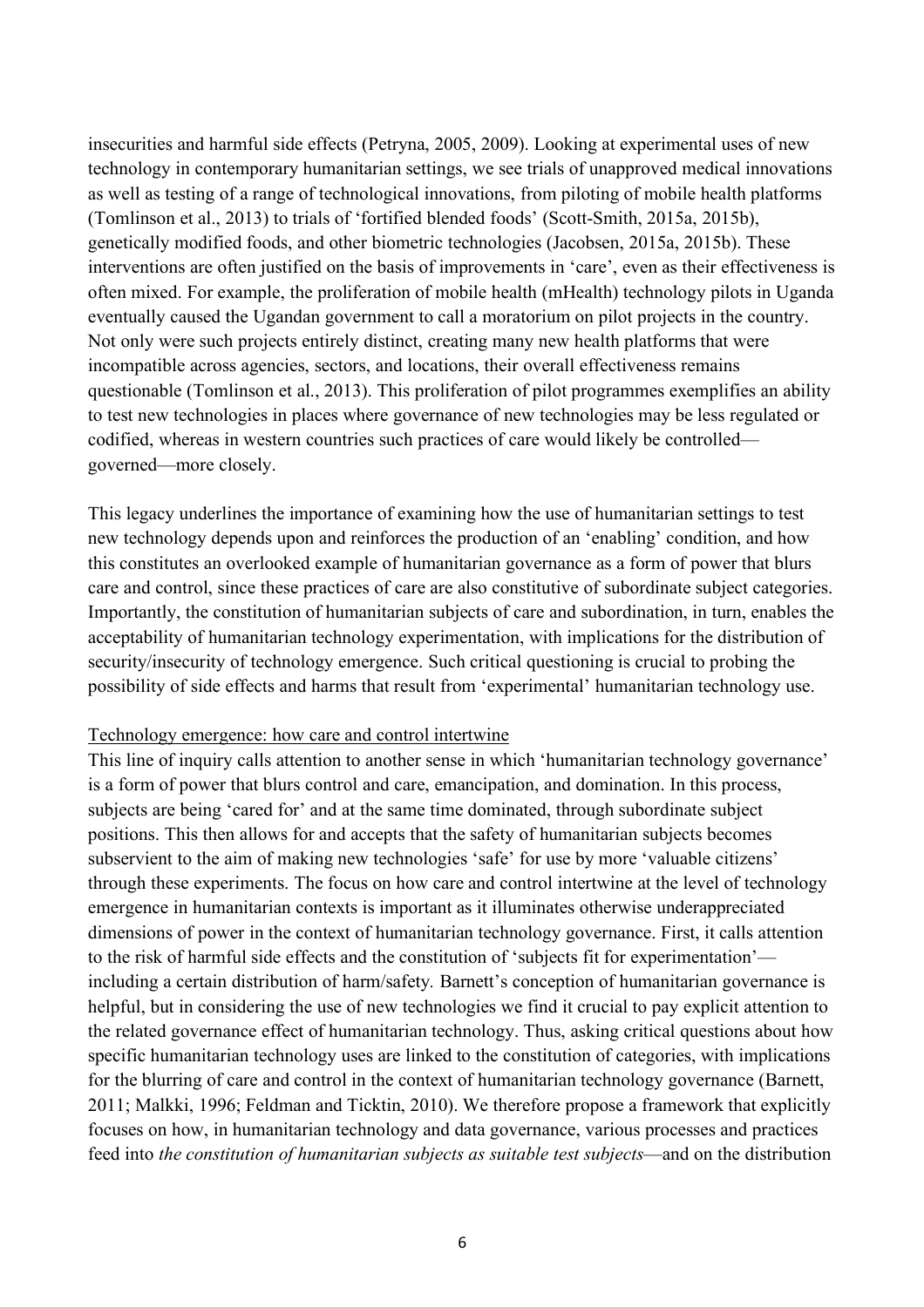insecurities and harmful side effects (Petryna, 2005, 2009). Looking at experimental uses of new technology in contemporary humanitarian settings, we see trials of unapproved medical innovations as well as testing of a range of technological innovations, from piloting of mobile health platforms (Tomlinson et al., 2013) to trials of 'fortified blended foods' (Scott-Smith, 2015a, 2015b), genetically modified foods, and other biometric technologies (Jacobsen, 2015a, 2015b). These interventions are often justified on the basis of improvements in 'care', even as their effectiveness is often mixed. For example, the proliferation of mobile health (mHealth) technology pilots in Uganda eventually caused the Ugandan government to call a moratorium on pilot projects in the country. Not only were such projects entirely distinct, creating many new health platforms that were incompatible across agencies, sectors, and locations, their overall effectiveness remains questionable (Tomlinson et al., 2013). This proliferation of pilot programmes exemplifies an ability to test new technologies in places where governance of new technologies may be less regulated or codified, whereas in western countries such practices of care would likely be controlled—governed—more closely.

This legacy underlines the importance of examining how the use of humanitarian settings to test new technology depends upon and reinforces the production of an 'enabling' condition, and how this constitutes an overlooked example of humanitarian governance as a form of power that blurs care and control, since these practices of care are also constitutive of subordinate subject categories. Importantly, the constitution of humanitarian subjects of care and subordination, in turn, enables the acceptability of humanitarian technology experimentation, with implications for the distribution of security/insecurity of technology emergence. Such critical questioning is crucial to probing the possibility of side effects and harms that result from 'experimental' humanitarian technology use.

<u>Technology emergence: how care and control intertwine</u>

This line of inquiry calls attention to another sense in which 'humanitarian technology governance' is a form of power that blurs control and care, emancipation, and domination. In this process, subjects are being 'cared for' and at the same time dominated, through subordinate subject positions. This then allows for and accepts that the safety of humanitarian subjects becomes subservient to the aim of making new technologies 'safe' for use by more 'valuable citizens' through these experiments. The focus on how care and control intertwine at the level of technology emergence in humanitarian contexts is important as it illuminates otherwise underappreciated dimensions of power in the context of humanitarian technology governance. First, it calls attention to the risk of harmful side effects and the constitution of 'subjects fit for experimentation'—including a certain distribution of harm/safety. Barnett's conception of humanitarian governance is helpful, but in considering the use of new technologies we find it crucial to pay explicit attention to the related governance effect of humanitarian technology. Thus, asking critical questions about how specific humanitarian technology uses are linked to the constitution of categories, with implications for the blurring of care and control in the context of humanitarian technology governance (Barnett, 2011; Malkki, 1996; Feldman and Ticktin, 2010). We therefore propose a framework that explicitly focuses on how, in humanitarian technology and data governance, various processes and practices feed into *the constitution of humanitarian subjects as suitable test subjects*—and on the distribution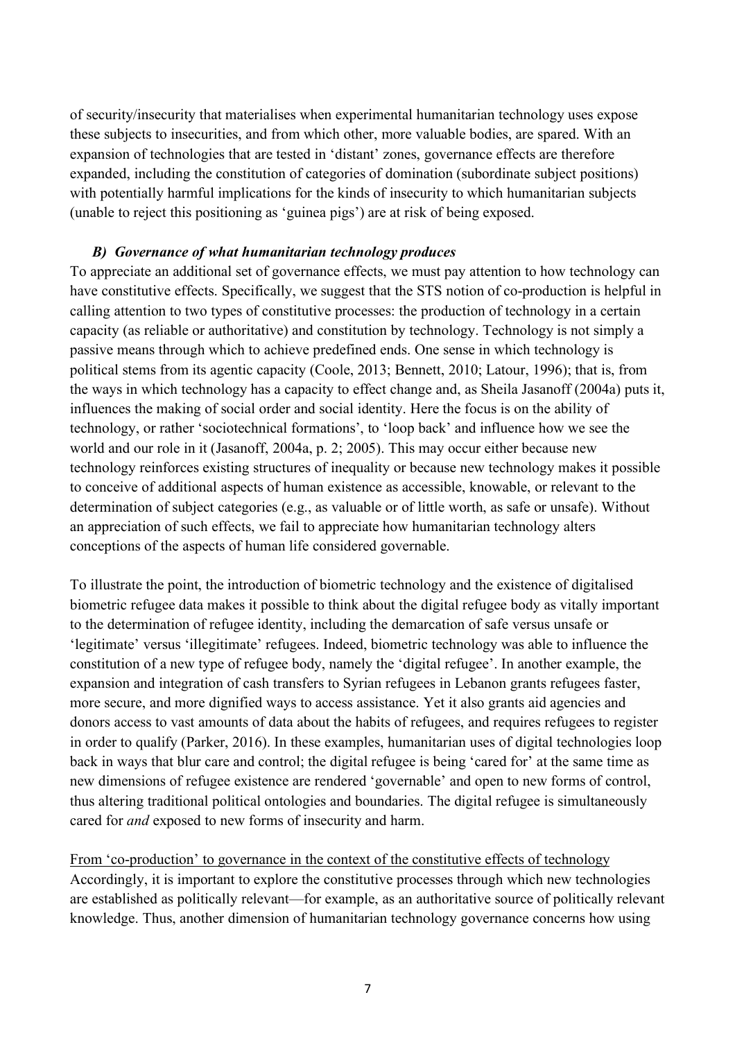of security/insecurity that materialises when experimental humanitarian technology uses expose these subjects to insecurities, and from which other, more valuable bodies, are spared. With an expansion of technologies that are tested in 'distant' zones, governance effects are therefore expanded, including the constitution of categories of domination (subordinate subject positions) with potentially harmful implications for the kinds of insecurity to which humanitarian subjects (unable to reject this positioning as 'guinea pigs') are at risk of being exposed.

### *B) Governance of what humanitarian technology produces*

To appreciate an additional set of governance effects, we must pay attention to how technology can have constitutive effects. Specifically, we suggest that the STS notion of co-production is helpful in calling attention to two types of constitutive processes: the production of technology in a certain capacity (as reliable or authoritative) and constitution by technology. Technology is not simply a passive means through which to achieve predefined ends. One sense in which technology is political stems from its agentic capacity (Coole, 2013; Bennett, 2010; Latour, 1996); that is, from the ways in which technology has a capacity to effect change and, as Sheila Jasanoff (2004a) puts it, influences the making of social order and social identity. Here the focus is on the ability of technology, or rather 'sociotechnical formations', to 'loop back' and influence how we see the world and our role in it (Jasanoff, 2004a, p. 2; 2005). This may occur either because new technology reinforces existing structures of inequality or because new technology makes it possible to conceive of additional aspects of human existence as accessible, knowable, or relevant to the determination of subject categories (e.g., as valuable or of little worth, as safe or unsafe). Without an appreciation of such effects, we fail to appreciate how humanitarian technology alters conceptions of the aspects of human life considered governable.

To illustrate the point, the introduction of biometric technology and the existence of digitalised biometric refugee data makes it possible to think about the digital refugee body as vitally important to the determination of refugee identity, including the demarcation of safe versus unsafe or 'legitimate' versus 'illegitimate' refugees. Indeed, biometric technology was able to influence the constitution of a new type of refugee body, namely the 'digital refugee'. In another example, the expansion and integration of cash transfers to Syrian refugees in Lebanon grants refugees faster, more secure, and more dignified ways to access assistance. Yet it also grants aid agencies and donors access to vast amounts of data about the habits of refugees, and requires refugees to register in order to qualify (Parker, 2016). In these examples, humanitarian uses of digital technologies loop back in ways that blur care and control; the digital refugee is being 'cared for' at the same time as new dimensions of refugee existence are rendered 'governable' and open to new forms of control, thus altering traditional political ontologies and boundaries. The digital refugee is simultaneously cared for *and* exposed to new forms of insecurity and harm.

From 'co-production' to governance in the context of the constitutive effects of technology

Accordingly, it is important to explore the constitutive processes through which new technologies are established as politically relevant—for example, as an authoritative source of politically relevant knowledge. Thus, another dimension of humanitarian technology governance concerns how using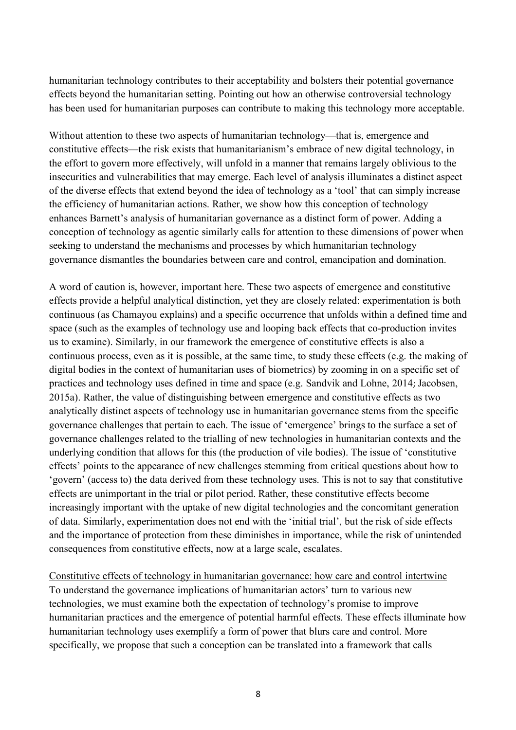humanitarian technology contributes to their acceptability and bolsters their potential governance effects beyond the humanitarian setting. Pointing out how an otherwise controversial technology has been used for humanitarian purposes can contribute to making this technology more acceptable.

Without attention to these two aspects of humanitarian technology—that is, emergence and constitutive effects—the risk exists that humanitarianism's embrace of new digital technology, in the effort to govern more effectively, will unfold in a manner that remains largely oblivious to the insecurities and vulnerabilities that may emerge. Each level of analysis illuminates a distinct aspect of the diverse effects that extend beyond the idea of technology as a 'tool' that can simply increase the efficiency of humanitarian actions. Rather, we show how this conception of technology enhances Barnett's analysis of humanitarian governance as a distinct form of power. Adding a conception of technology as agentic similarly calls for attention to these dimensions of power when seeking to understand the mechanisms and processes by which humanitarian technology governance dismantles the boundaries between care and control, emancipation and domination.

A word of caution is, however, important here. These two aspects of emergence and constitutive effects provide a helpful analytical distinction, yet they are closely related: experimentation is both continuous (as Chamayou explains) and a specific occurrence that unfolds within a defined time and space (such as the examples of technology use and looping back effects that co-production invites us to examine). Similarly, in our framework the emergence of constitutive effects is also a continuous process, even as it is possible, at the same time, to study these effects (e.g. the making of digital bodies in the context of humanitarian uses of biometrics) by zooming in on a specific set of practices and technology uses defined in time and space (e.g. Sandvik and Lohne, 2014; Jacobsen, 2015a). Rather, the value of distinguishing between emergence and constitutive effects as two analytically distinct aspects of technology use in humanitarian governance stems from the specific governance challenges that pertain to each. The issue of 'emergence' brings to the surface a set of governance challenges related to the trialling of new technologies in humanitarian contexts and the underlying condition that allows for this (the production of vile bodies). The issue of 'constitutive effects' points to the appearance of new challenges stemming from critical questions about how to 'govern' (access to) the data derived from these technology uses. This is not to say that constitutive effects are unimportant in the trial or pilot period. Rather, these constitutive effects become increasingly important with the uptake of new digital technologies and the concomitant generation of data. Similarly, experimentation does not end with the 'initial trial', but the risk of side effects and the importance of protection from these diminishes in importance, while the risk of unintended consequences from constitutive effects, now at a large scale, escalates.

## Constitutive effects of technology in humanitarian governance: how care and control intertwine

To understand the governance implications of humanitarian actors' turn to various new technologies, we must examine both the expectation of technology's promise to improve humanitarian practices and the emergence of potential harmful effects. These effects illuminate how humanitarian technology uses exemplify a form of power that blurs care and control. More specifically, we propose that such a conception can be translated into a framework that calls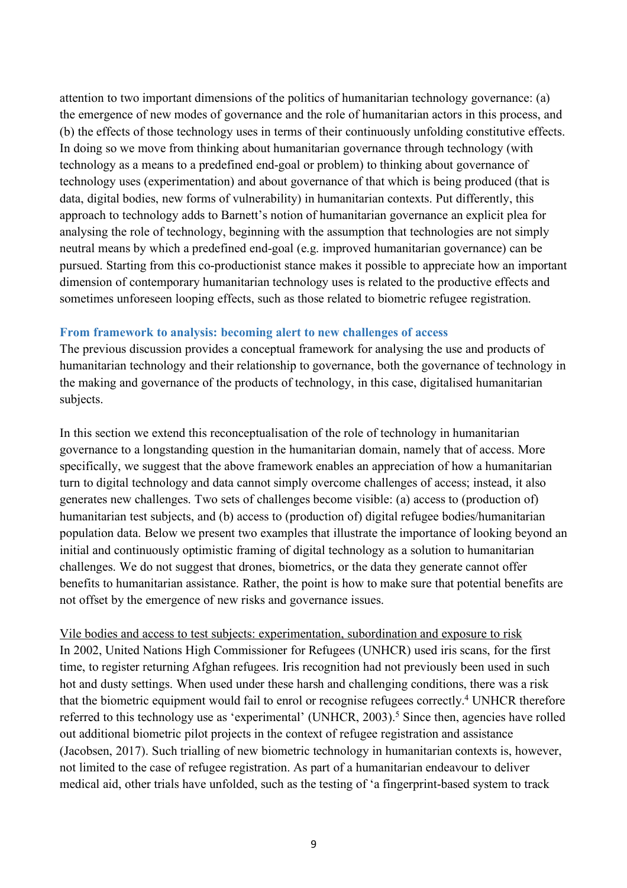attention to two important dimensions of the politics of humanitarian technology governance: (a) the emergence of new modes of governance and the role of humanitarian actors in this process, and (b) the effects of those technology uses in terms of their continuously unfolding constitutive effects. In doing so we move from thinking about humanitarian governance through technology (with technology as a means to a predefined end-goal or problem) to thinking about governance of technology uses (experimentation) and about governance of that which is being produced (that is data, digital bodies, new forms of vulnerability) in humanitarian contexts. Put differently, this approach to technology adds to Barnett's notion of humanitarian governance an explicit plea for analysing the role of technology, beginning with the assumption that technologies are not simply neutral means by which a predefined end-goal (e.g. improved humanitarian governance) can be pursued. Starting from this co-productionist stance makes it possible to appreciate how an important dimension of contemporary humanitarian technology uses is related to the productive effects and sometimes unforeseen looping effects, such as those related to biometric refugee registration.

## From framework to analysis: becoming alert to new challenges of access

The previous discussion provides a conceptual framework for analysing the use and products of humanitarian technology and their relationship to governance, both the governance of technology in the making and governance of the products of technology, in this case, digitalised humanitarian subjects.

In this section we extend this reconceptualisation of the role of technology in humanitarian governance to a longstanding question in the humanitarian domain, namely that of access. More specifically, we suggest that the above framework enables an appreciation of how a humanitarian turn to digital technology and data cannot simply overcome challenges of access; instead, it also generates new challenges. Two sets of challenges become visible: (a) access to (production of) humanitarian test subjects, and (b) access to (production of) digital refugee bodies/humanitarian population data. Below we present two examples that illustrate the importance of looking beyond an initial and continuously optimistic framing of digital technology as a solution to humanitarian challenges. We do not suggest that drones, biometrics, or the data they generate cannot offer benefits to humanitarian assistance. Rather, the point is how to make sure that potential benefits are not offset by the emergence of new risks and governance issues.

### Vile bodies and access to test subjects: experimentation, subordination and exposure to risk

In 2002, United Nations High Commissioner for Refugees (UNHCR) used iris scans, for the first time, to register returning Afghan refugees. Iris recognition had not previously been used in such hot and dusty settings. When used under these harsh and challenging conditions, there was a risk that the biometric equipment would fail to enrol or recognise refugees correctly.[4] UNHCR therefore referred to this technology use as 'experimental' (UNHCR, 2003).[5] Since then, agencies have rolled out additional biometric pilot projects in the context of refugee registration and assistance (Jacobsen, 2017). Such trialling of new biometric technology in humanitarian contexts is, however, not limited to the case of refugee registration. As part of a humanitarian endeavour to deliver medical aid, other trials have unfolded, such as the testing of 'a fingerprint-based system to track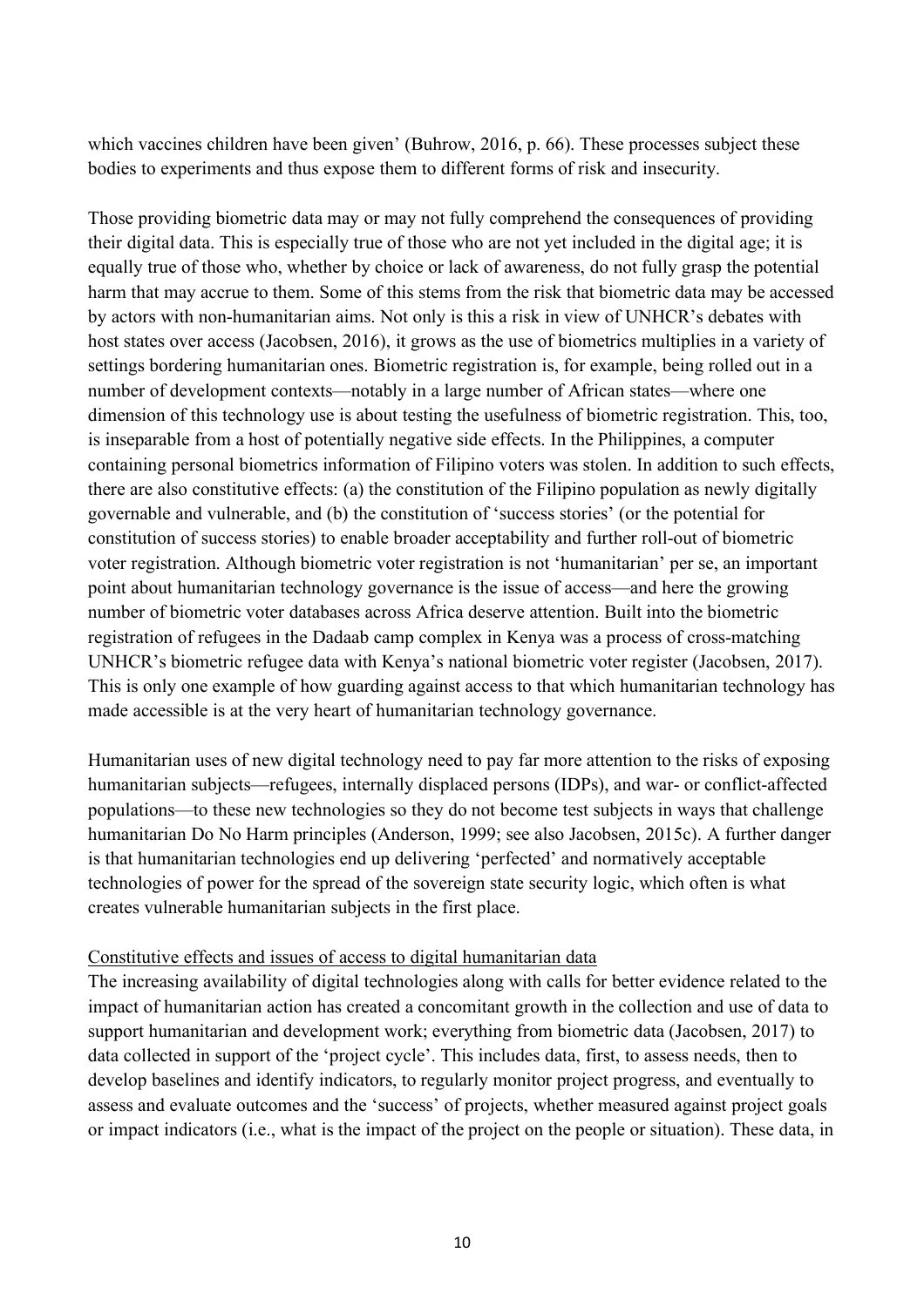which vaccines children have been given' (Buhrow, 2016, p. 66). These processes subject these bodies to experiments and thus expose them to different forms of risk and insecurity.

Those providing biometric data may or may not fully comprehend the consequences of providing their digital data. This is especially true of those who are not yet included in the digital age; it is equally true of those who, whether by choice or lack of awareness, do not fully grasp the potential harm that may accrue to them. Some of this stems from the risk that biometric data may be accessed by actors with non-humanitarian aims. Not only is this a risk in view of UNHCR's debates with host states over access (Jacobsen, 2016), it grows as the use of biometrics multiplies in a variety of settings bordering humanitarian ones. Biometric registration is, for example, being rolled out in a number of development contexts—notably in a large number of African states—where one dimension of this technology use is about testing the usefulness of biometric registration. This, too, is inseparable from a host of potentially negative side effects. In the Philippines, a computer containing personal biometrics information of Filipino voters was stolen. In addition to such effects, there are also constitutive effects: (a) the constitution of the Filipino population as newly digitally governable and vulnerable, and (b) the constitution of 'success stories' (or the potential for constitution of success stories) to enable broader acceptability and further roll-out of biometric voter registration. Although biometric voter registration is not 'humanitarian' per se, an important point about humanitarian technology governance is the issue of access—and here the growing number of biometric voter databases across Africa deserve attention. Built into the biometric registration of refugees in the Dadaab camp complex in Kenya was a process of cross-matching UNHCR's biometric refugee data with Kenya's national biometric voter register (Jacobsen, 2017). This is only one example of how guarding against access to that which humanitarian technology has made accessible is at the very heart of humanitarian technology governance.

Humanitarian uses of new digital technology need to pay far more attention to the risks of exposing humanitarian subjects—refugees, internally displaced persons (IDPs), and war- or conflict-affected populations—to these new technologies so they do not become test subjects in ways that challenge humanitarian Do No Harm principles (Anderson, 1999; see also Jacobsen, 2015c). A further danger is that humanitarian technologies end up delivering 'perfected' and normatively acceptable technologies of power for the spread of the sovereign state security logic, which often is what creates vulnerable humanitarian subjects in the first place.

## Constitutive effects and issues of access to digital humanitarian data

The increasing availability of digital technologies along with calls for better evidence related to the impact of humanitarian action has created a concomitant growth in the collection and use of data to support humanitarian and development work; everything from biometric data (Jacobsen, 2017) to data collected in support of the 'project cycle'. This includes data, first, to assess needs, then to develop baselines and identify indicators, to regularly monitor project progress, and eventually to assess and evaluate outcomes and the 'success' of projects, whether measured against project goals or impact indicators (i.e., what is the impact of the project on the people or situation). These data, in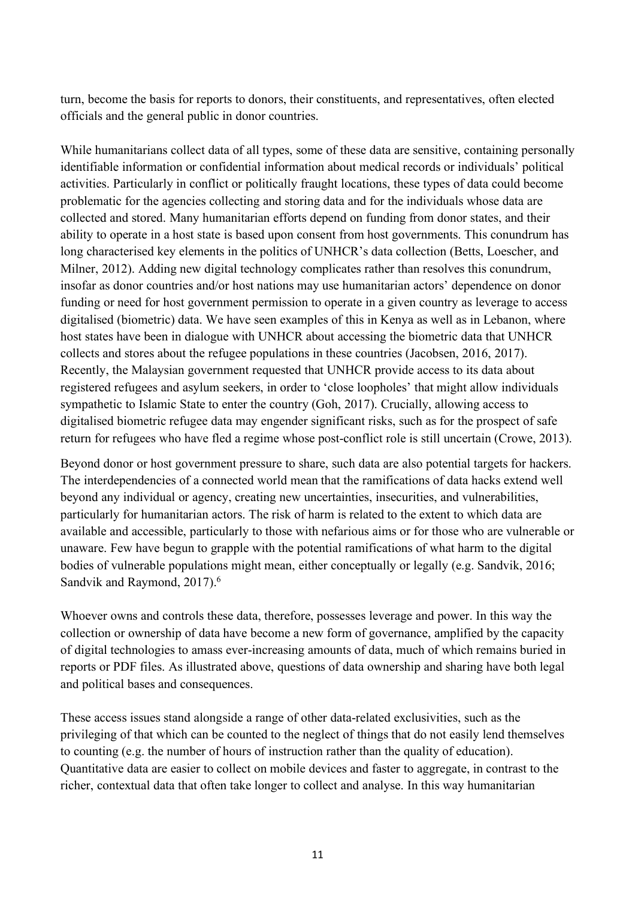turn, become the basis for reports to donors, their constituents, and representatives, often elected officials and the general public in donor countries.

While humanitarians collect data of all types, some of these data are sensitive, containing personally identifiable information or confidential information about medical records or individuals' political activities. Particularly in conflict or politically fraught locations, these types of data could become problematic for the agencies collecting and storing data and for the individuals whose data are collected and stored. Many humanitarian efforts depend on funding from donor states, and their ability to operate in a host state is based upon consent from host governments. This conundrum has long characterised key elements in the politics of UNHCR's data collection (Betts, Loescher, and Milner, 2012). Adding new digital technology complicates rather than resolves this conundrum, insofar as donor countries and/or host nations may use humanitarian actors' dependence on donor funding or need for host government permission to operate in a given country as leverage to access digitalised (biometric) data. We have seen examples of this in Kenya as well as in Lebanon, where host states have been in dialogue with UNHCR about accessing the biometric data that UNHCR collects and stores about the refugee populations in these countries (Jacobsen, 2016, 2017). Recently, the Malaysian government requested that UNHCR provide access to its data about registered refugees and asylum seekers, in order to 'close loopholes' that might allow individuals sympathetic to Islamic State to enter the country (Goh, 2017). Crucially, allowing access to digitalised biometric refugee data may engender significant risks, such as for the prospect of safe return for refugees who have fled a regime whose post-conflict role is still uncertain (Crowe, 2013).

Beyond donor or host government pressure to share, such data are also potential targets for hackers. The interdependencies of a connected world mean that the ramifications of data hacks extend well beyond any individual or agency, creating new uncertainties, insecurities, and vulnerabilities, particularly for humanitarian actors. The risk of harm is related to the extent to which data are available and accessible, particularly to those with nefarious aims or for those who are vulnerable or unaware. Few have begun to grapple with the potential ramifications of what harm to the digital bodies of vulnerable populations might mean, either conceptually or legally (e.g. Sandvik, 2016; Sandvik and Raymond, 2017).[6]

Whoever owns and controls these data, therefore, possesses leverage and power. In this way the collection or ownership of data have become a new form of governance, amplified by the capacity of digital technologies to amass ever-increasing amounts of data, much of which remains buried in reports or PDF files. As illustrated above, questions of data ownership and sharing have both legal and political bases and consequences.

These access issues stand alongside a range of other data-related exclusivities, such as the privileging of that which can be counted to the neglect of things that do not easily lend themselves to counting (e.g. the number of hours of instruction rather than the quality of education). Quantitative data are easier to collect on mobile devices and faster to aggregate, in contrast to the richer, contextual data that often take longer to collect and analyse. In this way humanitarian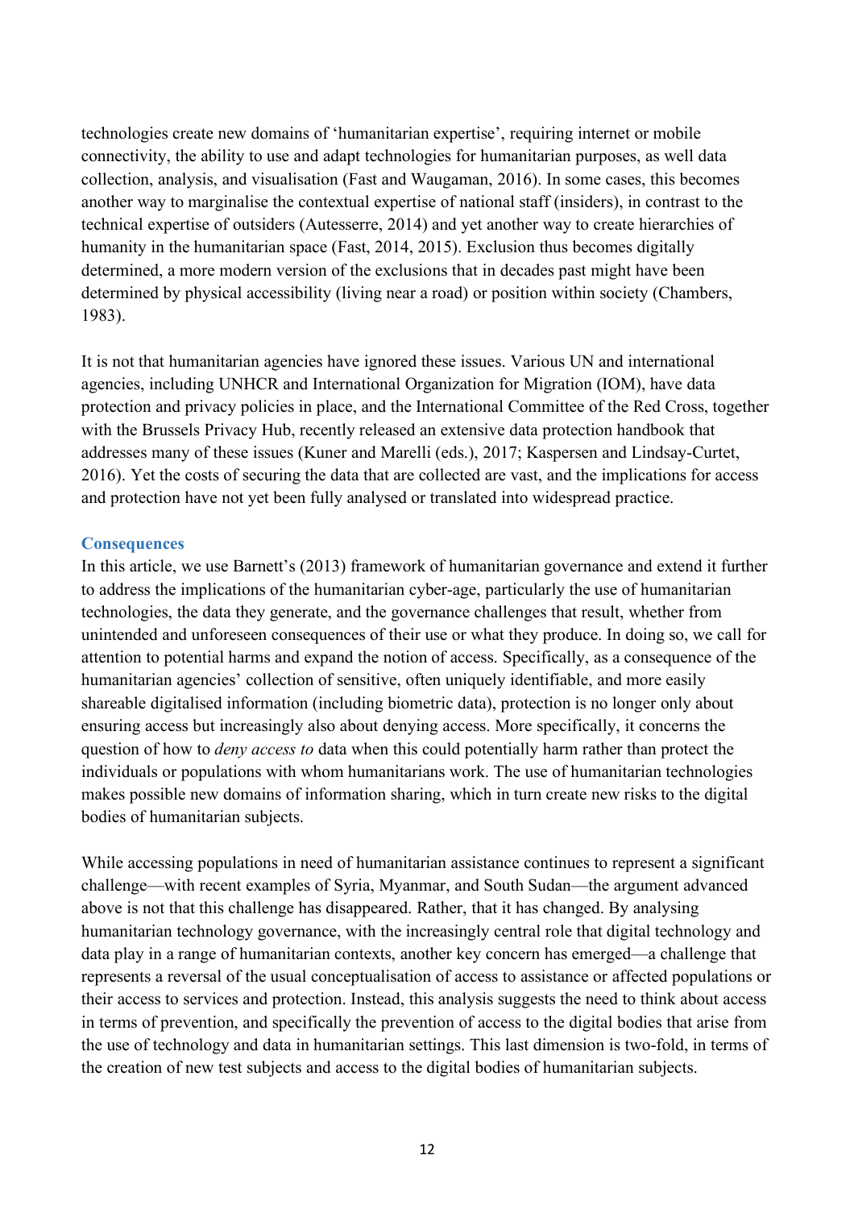technologies create new domains of 'humanitarian expertise', requiring internet or mobile connectivity, the ability to use and adapt technologies for humanitarian purposes, as well data collection, analysis, and visualisation (Fast and Waugaman, 2016). In some cases, this becomes another way to marginalise the contextual expertise of national staff (insiders), in contrast to the technical expertise of outsiders (Autesserre, 2014) and yet another way to create hierarchies of humanity in the humanitarian space (Fast, 2014, 2015). Exclusion thus becomes digitally determined, a more modern version of the exclusions that in decades past might have been determined by physical accessibility (living near a road) or position within society (Chambers, 1983).

It is not that humanitarian agencies have ignored these issues. Various UN and international agencies, including UNHCR and International Organization for Migration (IOM), have data protection and privacy policies in place, and the International Committee of the Red Cross, together with the Brussels Privacy Hub, recently released an extensive data protection handbook that addresses many of these issues (Kuner and Marelli (eds.), 2017; Kaspersen and Lindsay-Curtet, 2016). Yet the costs of securing the data that are collected are vast, and the implications for access and protection have not yet been fully analysed or translated into widespread practice.

### Consequences

In this article, we use Barnett's (2013) framework of humanitarian governance and extend it further to address the implications of the humanitarian cyber-age, particularly the use of humanitarian technologies, the data they generate, and the governance challenges that result, whether from unintended and unforeseen consequences of their use or what they produce. In doing so, we call for attention to potential harms and expand the notion of access. Specifically, as a consequence of the humanitarian agencies' collection of sensitive, often uniquely identifiable, and more easily shareable digitalised information (including biometric data), protection is no longer only about ensuring access but increasingly also about denying access. More specifically, it concerns the question of how to *deny access to* data when this could potentially harm rather than protect the individuals or populations with whom humanitarians work. The use of humanitarian technologies makes possible new domains of information sharing, which in turn create new risks to the digital bodies of humanitarian subjects.

While accessing populations in need of humanitarian assistance continues to represent a significant challenge—with recent examples of Syria, Myanmar, and South Sudan—the argument advanced above is not that this challenge has disappeared. Rather, that it has changed. By analysing humanitarian technology governance, with the increasingly central role that digital technology and data play in a range of humanitarian contexts, another key concern has emerged—a challenge that represents a reversal of the usual conceptualisation of access to assistance or affected populations or their access to services and protection. Instead, this analysis suggests the need to think about access in terms of prevention, and specifically the prevention of access to the digital bodies that arise from the use of technology and data in humanitarian settings. This last dimension is two-fold, in terms of the creation of new test subjects and access to the digital bodies of humanitarian subjects.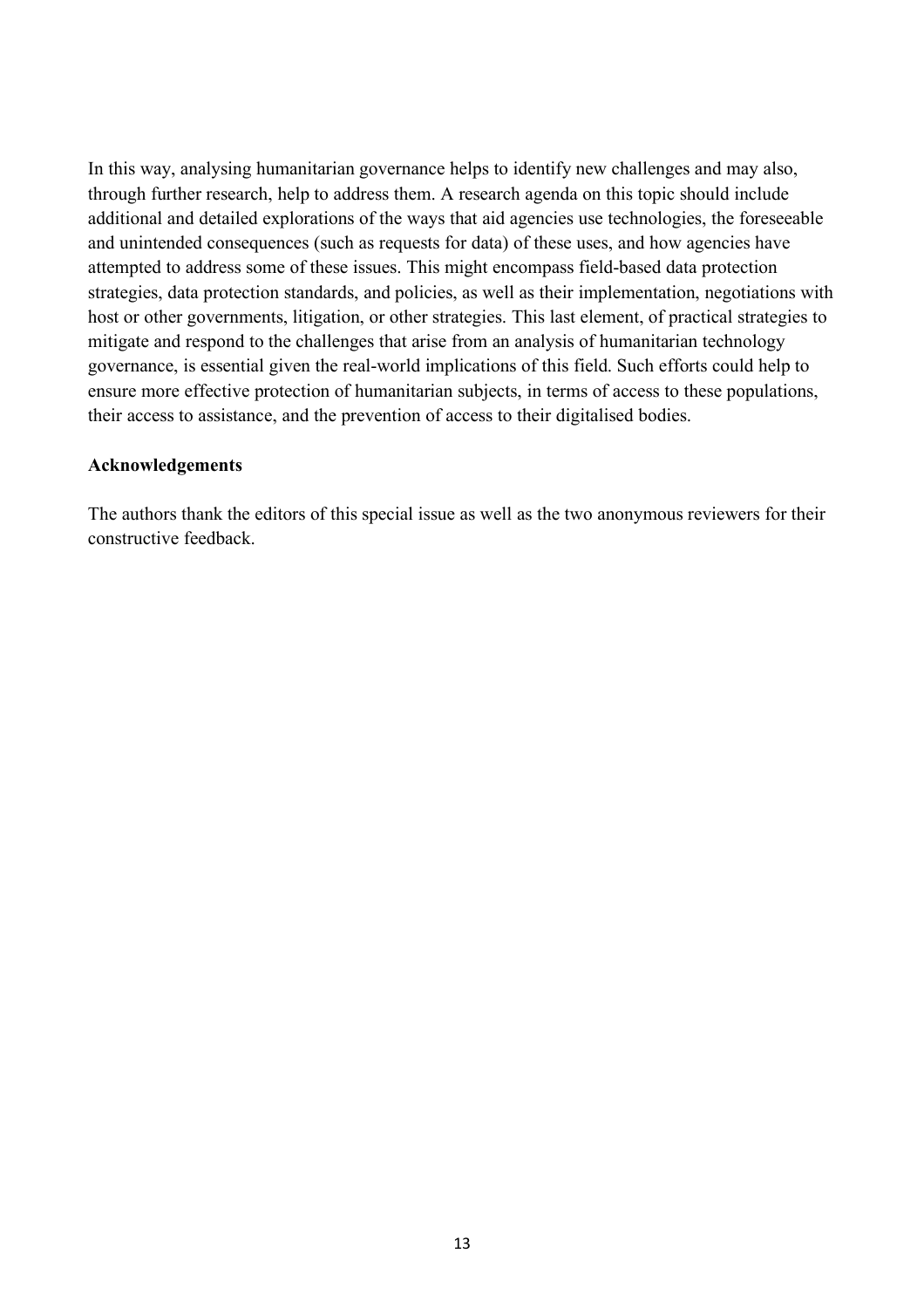In this way, analysing humanitarian governance helps to identify new challenges and may also, through further research, help to address them. A research agenda on this topic should include additional and detailed explorations of the ways that aid agencies use technologies, the foreseeable and unintended consequences (such as requests for data) of these uses, and how agencies have attempted to address some of these issues. This might encompass field-based data protection strategies, data protection standards, and policies, as well as their implementation, negotiations with host or other governments, litigation, or other strategies. This last element, of practical strategies to mitigate and respond to the challenges that arise from an analysis of humanitarian technology governance, is essential given the real-world implications of this field. Such efforts could help to ensure more effective protection of humanitarian subjects, in terms of access to these populations, their access to assistance, and the prevention of access to their digitalised bodies.

**Acknowledgements**

The authors thank the editors of this special issue as well as the two anonymous reviewers for their constructive feedback.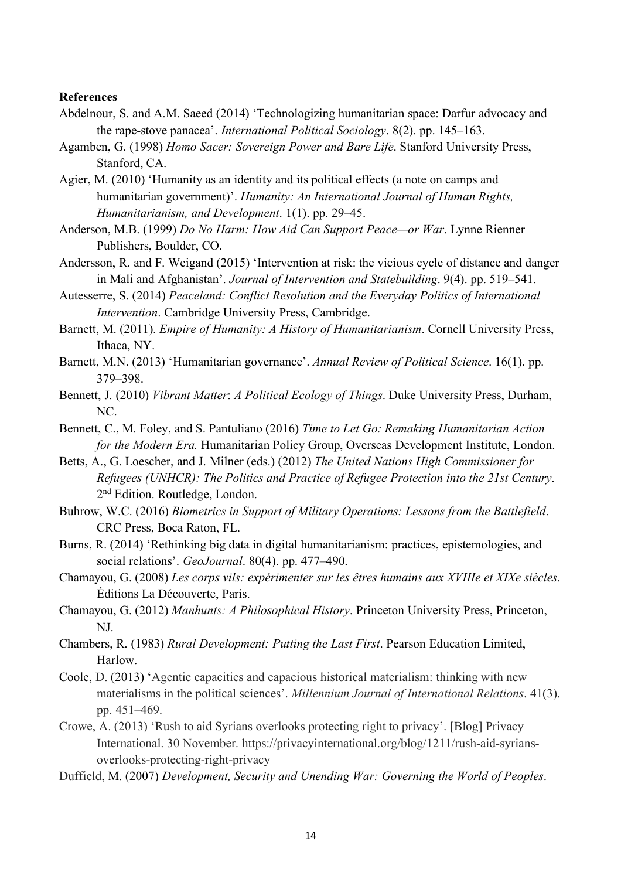**References**

Abdelnour, S. and A.M. Saeed (2014) 'Technologizing humanitarian space: Darfur advocacy and the rape-stove panacea'. *International Political Sociology*. 8(2). pp. 145–163.

Agamben, G. (1998) *Homo Sacer: Sovereign Power and Bare Life*. Stanford University Press, Stanford, CA.

Agier, M. (2010) 'Humanity as an identity and its political effects (a note on camps and humanitarian government)'. *Humanity: An International Journal of Human Rights, Humanitarianism, and Development*. 1(1). pp. 29–45.

Anderson, M.B. (1999) *Do No Harm: How Aid Can Support Peace—or War*. Lynne Rienner Publishers, Boulder, CO.

Andersson, R. and F. Weigand (2015) 'Intervention at risk: the vicious cycle of distance and danger in Mali and Afghanistan'. *Journal of Intervention and Statebuilding*. 9(4). pp. 519–541.

Autesserre, S. (2014) *Peaceland: Conflict Resolution and the Everyday Politics of International Intervention*. Cambridge University Press, Cambridge.

Barnett, M. (2011). *Empire of Humanity: A History of Humanitarianism*. Cornell University Press, Ithaca, NY.

Barnett, M.N. (2013) 'Humanitarian governance'. *Annual Review of Political Science*. 16(1). pp. 379–398.

Bennett, J. (2010) *Vibrant Matter*: *A Political Ecology of Things*. Duke University Press, Durham, NC.

Bennett, C., M. Foley, and S. Pantuliano (2016) *Time to Let Go: Remaking Humanitarian Action for the Modern Era.* Humanitarian Policy Group, Overseas Development Institute, London.

Betts, A., G. Loescher, and J. Milner (eds.) (2012) *The United Nations High Commissioner for Refugees (UNHCR): The Politics and Practice of Refugee Protection into the 21st Century*. 2nd Edition. Routledge, London.

Buhrow, W.C. (2016) *Biometrics in Support of Military Operations: Lessons from the Battlefield*. CRC Press, Boca Raton, FL.

Burns, R. (2014) 'Rethinking big data in digital humanitarianism: practices, epistemologies, and social relations'. *GeoJournal*. 80(4). pp. 477–490.

Chamayou, G. (2008) *Les corps vils: expérimenter sur les êtres humains aux XVIIIe et XIXe siècles*. Éditions La Découverte, Paris.

Chamayou, G. (2012) *Manhunts: A Philosophical History*. Princeton University Press, Princeton, NJ.

Chambers, R. (1983) *Rural Development: Putting the Last First*. Pearson Education Limited, Harlow.

Coole, D. (2013) 'Agentic capacities and capacious historical materialism: thinking with new materialisms in the political sciences'. *Millennium Journal of International Relations*. 41(3). pp. 451–469.

Crowe, A. (2013) 'Rush to aid Syrians overlooks protecting right to privacy'. [Blog] Privacy International. 30 November. https://privacyinternational.org/blog/1211/rush-aid-syrians-overlooks-protecting-right-privacy

Duffield, M. (2007) *Development, Security and Unending War: Governing the World of Peoples*.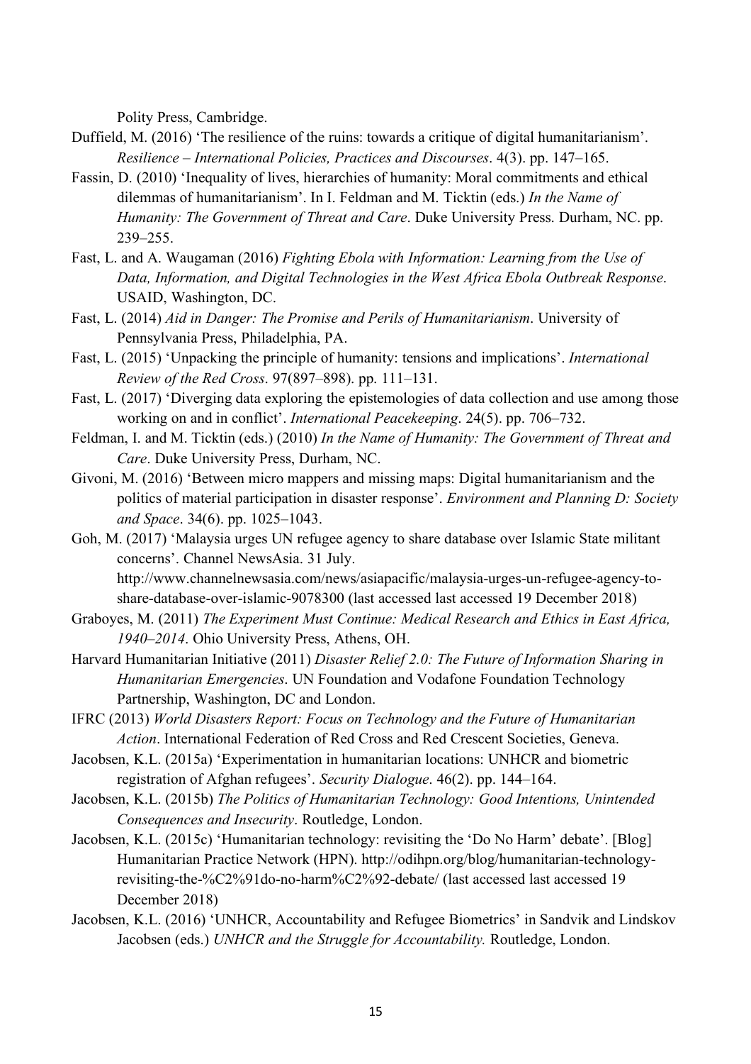Polity Press, Cambridge.

Duffield, M. (2016) 'The resilience of the ruins: towards a critique of digital humanitarianism'. *Resilience – International Policies, Practices and Discourses*. 4(3). pp. 147–165.

Fassin, D. (2010) 'Inequality of lives, hierarchies of humanity: Moral commitments and ethical dilemmas of humanitarianism'. In I. Feldman and M. Ticktin (eds.) *In the Name of Humanity: The Government of Threat and Care*. Duke University Press. Durham, NC. pp. 239–255.

Fast, L. and A. Waugaman (2016) *Fighting Ebola with Information: Learning from the Use of Data, Information, and Digital Technologies in the West Africa Ebola Outbreak Response*. USAID, Washington, DC.

Fast, L. (2014) *Aid in Danger: The Promise and Perils of Humanitarianism*. University of Pennsylvania Press, Philadelphia, PA.

Fast, L. (2015) 'Unpacking the principle of humanity: tensions and implications'. *International Review of the Red Cross*. 97(897–898). pp. 111–131.

Fast, L. (2017) 'Diverging data exploring the epistemologies of data collection and use among those working on and in conflict'. *International Peacekeeping*. 24(5). pp. 706–732.

Feldman, I. and M. Ticktin (eds.) (2010) *In the Name of Humanity: The Government of Threat and Care*. Duke University Press, Durham, NC.

Givoni, M. (2016) 'Between micro mappers and missing maps: Digital humanitarianism and the politics of material participation in disaster response'. *Environment and Planning D: Society and Space*. 34(6). pp. 1025–1043.

Goh, M. (2017) 'Malaysia urges UN refugee agency to share database over Islamic State militant concerns'. Channel NewsAsia. 31 July. http://www.channelnewsasia.com/news/asiapacific/malaysia-urges-un-refugee-agency-to-share-database-over-islamic-9078300 (last accessed last accessed 19 December 2018)

Graboyes, M. (2011) *The Experiment Must Continue: Medical Research and Ethics in East Africa, 1940–2014*. Ohio University Press, Athens, OH.

Harvard Humanitarian Initiative (2011) *Disaster Relief 2.0: The Future of Information Sharing in Humanitarian Emergencies*. UN Foundation and Vodafone Foundation Technology Partnership, Washington, DC and London.

IFRC (2013) *World Disasters Report: Focus on Technology and the Future of Humanitarian Action*. International Federation of Red Cross and Red Crescent Societies, Geneva.

Jacobsen, K.L. (2015a) 'Experimentation in humanitarian locations: UNHCR and biometric registration of Afghan refugees'. *Security Dialogue*. 46(2). pp. 144–164.

Jacobsen, K.L. (2015b) *The Politics of Humanitarian Technology: Good Intentions, Unintended Consequences and Insecurity*. Routledge, London.

Jacobsen, K.L. (2015c) 'Humanitarian technology: revisiting the 'Do No Harm' debate'. [Blog] Humanitarian Practice Network (HPN). http://odihpn.org/blog/humanitarian-technology-revisiting-the-%C2%91do-no-harm%C2%92-debate/ (last accessed last accessed 19 December 2018)

Jacobsen, K.L. (2016) 'UNHCR, Accountability and Refugee Biometrics' in Sandvik and Lindskov Jacobsen (eds.) *UNHCR and the Struggle for Accountability.* Routledge, London.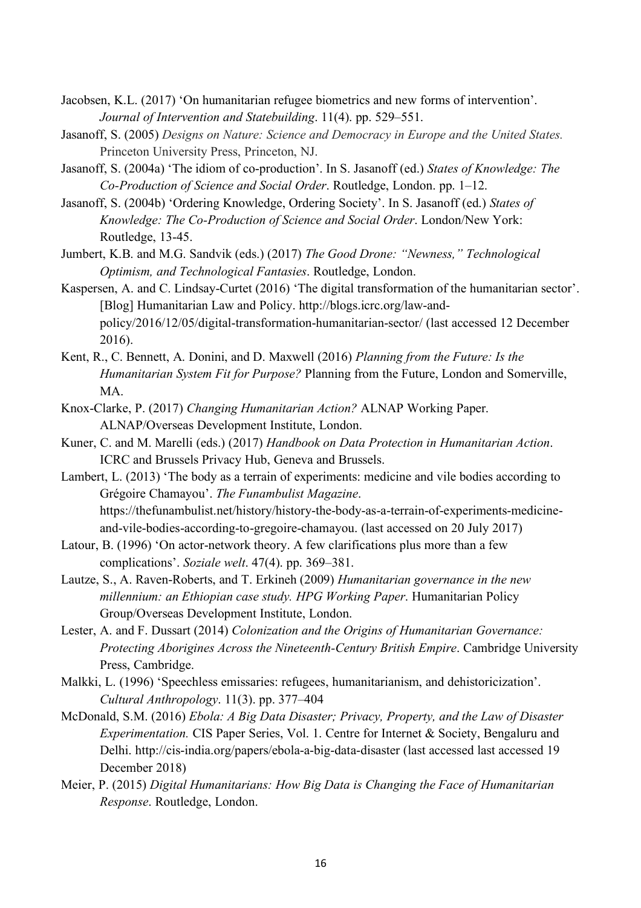Jacobsen, K.L. (2017) 'On humanitarian refugee biometrics and new forms of intervention'. *Journal of Intervention and Statebuilding*. 11(4). pp. 529–551.

Jasanoff, S. (2005) *Designs on Nature: Science and Democracy in Europe and the United States.* Princeton University Press, Princeton, NJ.

Jasanoff, S. (2004a) 'The idiom of co-production'. In S. Jasanoff (ed.) *States of Knowledge: The Co-Production of Science and Social Order*. Routledge, London. pp. 1–12.

Jasanoff, S. (2004b) 'Ordering Knowledge, Ordering Society'. In S. Jasanoff (ed.) *States of Knowledge: The Co-Production of Science and Social Order*. London/New York: Routledge, 13-45.

Jumbert, K.B. and M.G. Sandvik (eds.) (2017) *The Good Drone: "Newness," Technological Optimism, and Technological Fantasies*. Routledge, London.

Kaspersen, A. and C. Lindsay-Curtet (2016) 'The digital transformation of the humanitarian sector'. [Blog] Humanitarian Law and Policy. http://blogs.icrc.org/law-and-policy/2016/12/05/digital-transformation-humanitarian-sector/ (last accessed 12 December 2016).

Kent, R., C. Bennett, A. Donini, and D. Maxwell (2016) *Planning from the Future: Is the Humanitarian System Fit for Purpose?* Planning from the Future, London and Somerville, MA.

Knox-Clarke, P. (2017) *Changing Humanitarian Action?* ALNAP Working Paper. ALNAP/Overseas Development Institute, London.

Kuner, C. and M. Marelli (eds.) (2017) *Handbook on Data Protection in Humanitarian Action*. ICRC and Brussels Privacy Hub, Geneva and Brussels.

Lambert, L. (2013) 'The body as a terrain of experiments: medicine and vile bodies according to Grégoire Chamayou'. *The Funambulist Magazine*. https://thefunambulist.net/history/history-the-body-as-a-terrain-of-experiments-medicine-and-vile-bodies-according-to-gregoire-chamayou. (last accessed on 20 July 2017)

Latour, B. (1996) 'On actor-network theory. A few clarifications plus more than a few complications'. *Soziale welt*. 47(4). pp. 369–381.

Lautze, S., A. Raven-Roberts, and T. Erkineh (2009) *Humanitarian governance in the new millennium: an Ethiopian case study. HPG Working Paper*. Humanitarian Policy Group/Overseas Development Institute, London.

Lester, A. and F. Dussart (2014) *Colonization and the Origins of Humanitarian Governance: Protecting Aborigines Across the Nineteenth-Century British Empire*. Cambridge University Press, Cambridge.

Malkki, L. (1996) 'Speechless emissaries: refugees, humanitarianism, and dehistoricization'. *Cultural Anthropology*. 11(3). pp. 377–404

McDonald, S.M. (2016) *Ebola: A Big Data Disaster; Privacy, Property, and the Law of Disaster Experimentation.* CIS Paper Series, Vol. 1. Centre for Internet & Society, Bengaluru and Delhi. http://cis-india.org/papers/ebola-a-big-data-disaster (last accessed last accessed 19 December 2018)

Meier, P. (2015) *Digital Humanitarians: How Big Data is Changing the Face of Humanitarian Response*. Routledge, London.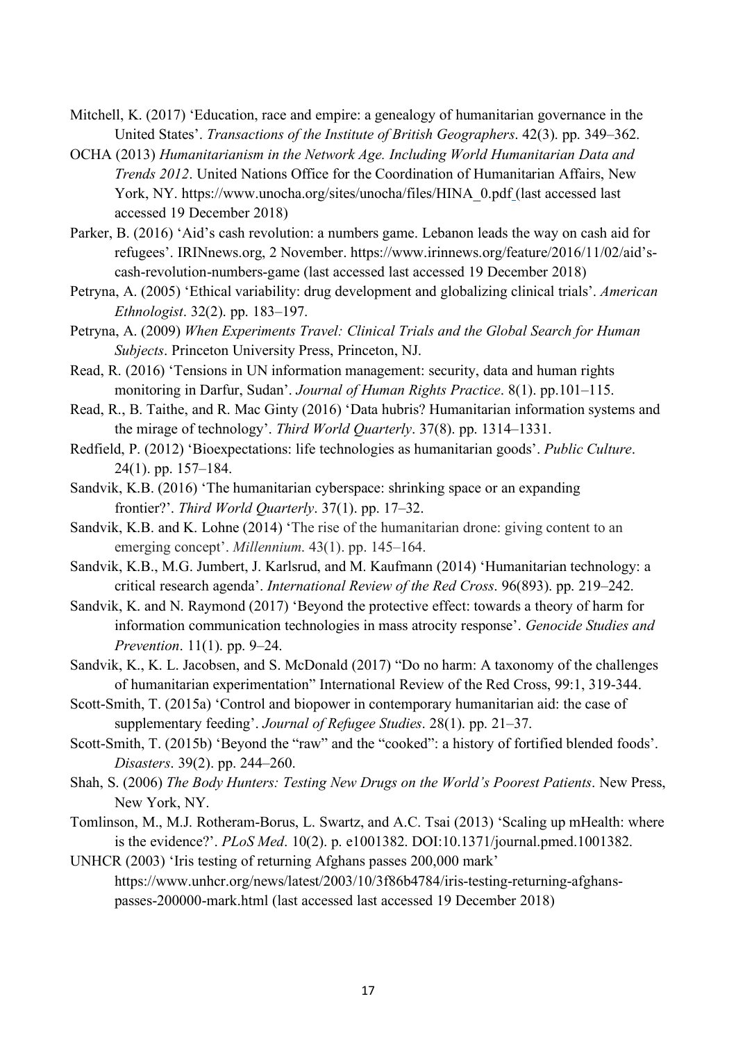Mitchell, K. (2017) 'Education, race and empire: a genealogy of humanitarian governance in the United States'. *Transactions of the Institute of British Geographers*. 42(3). pp. 349–362.

OCHA (2013) *Humanitarianism in the Network Age. Including World Humanitarian Data and Trends 2012*. United Nations Office for the Coordination of Humanitarian Affairs, New York, NY. https://www.unocha.org/sites/unocha/files/HINA_0.pdf (last accessed last accessed 19 December 2018)

Parker, B. (2016) 'Aid's cash revolution: a numbers game. Lebanon leads the way on cash aid for refugees'. IRINnews.org, 2 November. https://www.irinnews.org/feature/2016/11/02/aid's-cash-revolution-numbers-game (last accessed last accessed 19 December 2018)

Petryna, A. (2005) 'Ethical variability: drug development and globalizing clinical trials'. *American Ethnologist*. 32(2). pp. 183–197.

Petryna, A. (2009) *When Experiments Travel: Clinical Trials and the Global Search for Human Subjects*. Princeton University Press, Princeton, NJ.

Read, R. (2016) 'Tensions in UN information management: security, data and human rights monitoring in Darfur, Sudan'. *Journal of Human Rights Practice*. 8(1). pp.101–115.

Read, R., B. Taithe, and R. Mac Ginty (2016) 'Data hubris? Humanitarian information systems and the mirage of technology'. *Third World Quarterly*. 37(8). pp. 1314–1331.

Redfield, P. (2012) 'Bioexpectations: life technologies as humanitarian goods'. *Public Culture*. 24(1). pp. 157–184.

Sandvik, K.B. (2016) 'The humanitarian cyberspace: shrinking space or an expanding frontier?'. *Third World Quarterly*. 37(1). pp. 17–32.

Sandvik, K.B. and K. Lohne (2014) 'The rise of the humanitarian drone: giving content to an emerging concept'. *Millennium*. 43(1). pp. 145–164.

Sandvik, K.B., M.G. Jumbert, J. Karlsrud, and M. Kaufmann (2014) 'Humanitarian technology: a critical research agenda'. *International Review of the Red Cross*. 96(893). pp. 219–242.

Sandvik, K. and N. Raymond (2017) 'Beyond the protective effect: towards a theory of harm for information communication technologies in mass atrocity response'. *Genocide Studies and Prevention*. 11(1). pp. 9–24.

Sandvik, K., K. L. Jacobsen, and S. McDonald (2017) "Do no harm: A taxonomy of the challenges of humanitarian experimentation" International Review of the Red Cross, 99:1, 319-344.

Scott-Smith, T. (2015a) 'Control and biopower in contemporary humanitarian aid: the case of supplementary feeding'. *Journal of Refugee Studies*. 28(1). pp. 21–37.

Scott-Smith, T. (2015b) 'Beyond the "raw" and the "cooked": a history of fortified blended foods'. *Disasters*. 39(2). pp. 244–260.

Shah, S. (2006) *The Body Hunters: Testing New Drugs on the World's Poorest Patients*. New Press, New York, NY.

Tomlinson, M., M.J. Rotheram-Borus, L. Swartz, and A.C. Tsai (2013) 'Scaling up mHealth: where is the evidence?'. *PLoS Med*. 10(2). p. e1001382. DOI:10.1371/journal.pmed.1001382.

UNHCR (2003) 'Iris testing of returning Afghans passes 200,000 mark' https://www.unhcr.org/news/latest/2003/10/3f86b4784/iris-testing-returning-afghans-passes-200000-mark.html (last accessed last accessed 19 December 2018)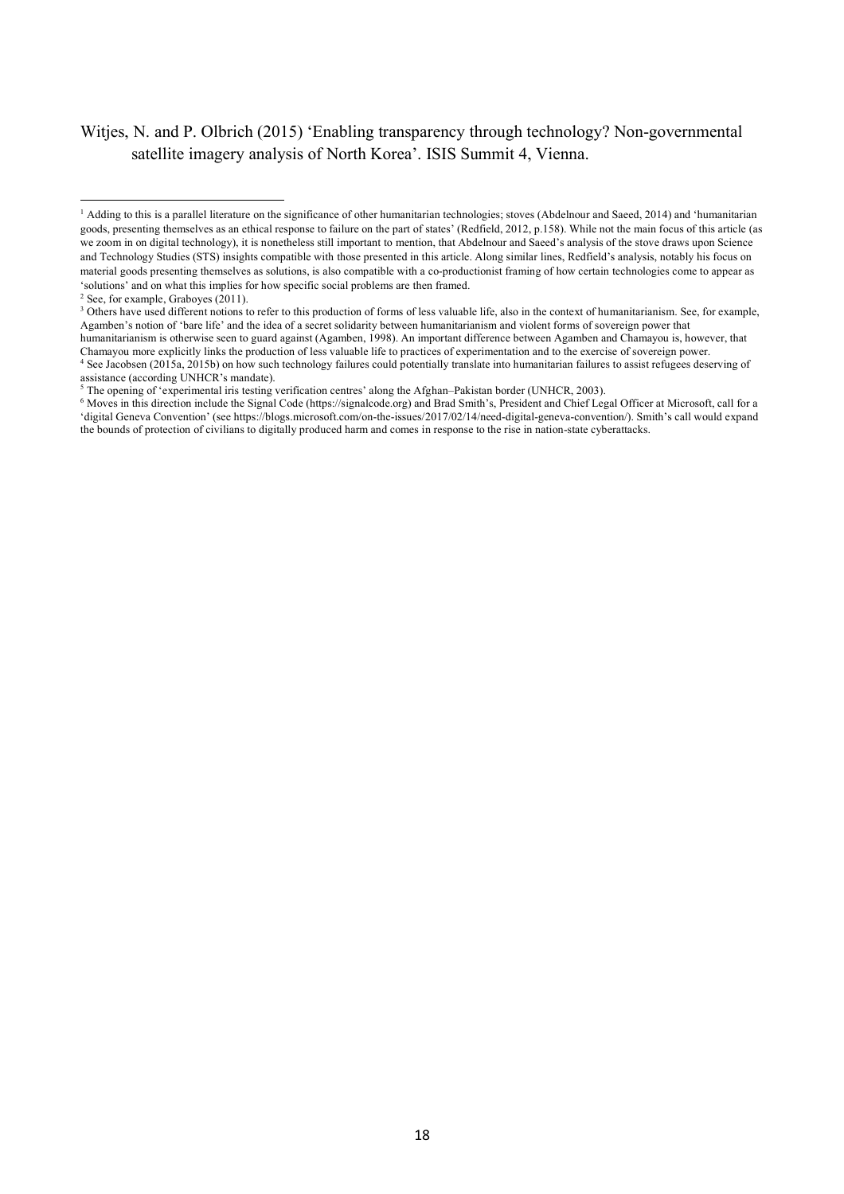Witjes, N. and P. Olbrich (2015) 'Enabling transparency through technology? Non-governmental satellite imagery analysis of North Korea'. ISIS Summit 4, Vienna.

---

[1] Adding to this is a parallel literature on the significance of other humanitarian technologies; stoves (Abdelnour and Saeed, 2014) and 'humanitarian goods, presenting themselves as an ethical response to failure on the part of states' (Redfield, 2012, p.158). While not the main focus of this article (as we zoom in on digital technology), it is nonetheless still important to mention, that Abdelnour and Saeed's analysis of the stove draws upon Science and Technology Studies (STS) insights compatible with those presented in this article. Along similar lines, Redfield's analysis, notably his focus on material goods presenting themselves as solutions, is also compatible with a co-productionist framing of how certain technologies come to appear as 'solutions' and on what this implies for how specific social problems are then framed.

[2] See, for example, Graboyes (2011).

[3] Others have used different notions to refer to this production of forms of less valuable life, also in the context of humanitarianism. See, for example, Agamben's notion of 'bare life' and the idea of a secret solidarity between humanitarianism and violent forms of sovereign power that humanitarianism is otherwise seen to guard against (Agamben, 1998). An important difference between Agamben and Chamayou is, however, that Chamayou more explicitly links the production of less valuable life to practices of experimentation and to the exercise of sovereign power.

[4] See Jacobsen (2015a, 2015b) on how such technology failures could potentially translate into humanitarian failures to assist refugees deserving of assistance (according UNHCR's mandate).

[5] The opening of 'experimental iris testing verification centres' along the Afghan–Pakistan border (UNHCR, 2003).

[6] Moves in this direction include the Signal Code (https://signalcode.org) and Brad Smith's, President and Chief Legal Officer at Microsoft, call for a 'digital Geneva Convention' (see https://blogs.microsoft.com/on-the-issues/2017/02/14/need-digital-geneva-convention/). Smith's call would expand the bounds of protection of civilians to digitally produced harm and comes in response to the rise in nation-state cyberattacks.